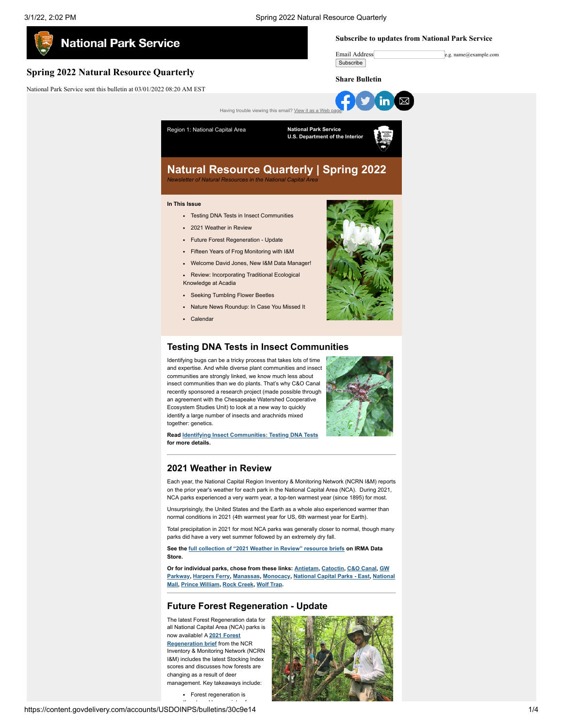# Spring 2022 Natural Resource Quarterly

National Park Service sent this bulletin at 03/01/2022 08:20 AM EST

**Subscribe to updates from National Park Service**

Email Address e.g. name@example.com

Subscribe

**Share Bulletin**

Having trouble viewing this email? View it as a Web page.

Region 1: National Capital Area

**National Park Service**
**U.S. Department of the Interior**

# Natural Resource Quarterly | Spring 2022

*Newsletter of Natural Resources in the National Capital Area*

**In This Issue**

- Testing DNA Tests in Insect Communities
- 2021 Weather in Review
- Future Forest Regeneration - Update
- Fifteen Years of Frog Monitoring with I&M
- Welcome David Jones, New I&M Data Manager!
- Review: Incorporating Traditional Ecological Knowledge at Acadia
- Seeking Tumbling Flower Beetles
- Nature News Roundup: In Case You Missed It
- Calendar

## Testing DNA Tests in Insect Communities

Identifying bugs can be a tricky process that takes lots of time and expertise. And while diverse plant communities and insect communities are strongly linked, we know much less about insect communities than we do plants. That's why C&O Canal recently sponsored a research project (made possible through an agreement with the Chesapeake Watershed Cooperative Ecosystem Studies Unit) to look at a new way to quickly identify a large number of insects and arachnids mixed together: genetics.

**Read Identifying Insect Communities: Testing DNA Tests for more details.**

## 2021 Weather in Review

Each year, the National Capital Region Inventory & Monitoring Network (NCRN I&M) reports on the prior year's weather for each park in the National Capital Area (NCA). During 2021, NCA parks experienced a very warm year, a top-ten warmest year (since 1895) for most.

Unsurprisingly, the United States and the Earth as a whole also experienced warmer than normal conditions in 2021 (4th warmest year for US, 6th warmest year for Earth).

Total precipitation in 2021 for most NCA parks was generally closer to normal, though many parks did have a very wet summer followed by an extremely dry fall.

**See the full collection of "2021 Weather in Review" resource briefs on IRMA Data Store.**

**Or for individual parks, chose from these links: Antietam, Catoctin, C&O Canal, GW Parkway, Harpers Ferry, Manassas, Monocacy, National Capital Parks - East, National Mall, Prince William, Rock Creek, Wolf Trap.**

## Future Forest Regeneration - Update

The latest Forest Regeneration data for all National Capital Area (NCA) parks is now available! A **2021 Forest Regeneration brief** from the NCR Inventory & Monitoring Network (NCRN I&M) includes the latest Stocking Index scores and discusses how forests are changing as a result of deer management. Key takeaways include:

- Forest regeneration is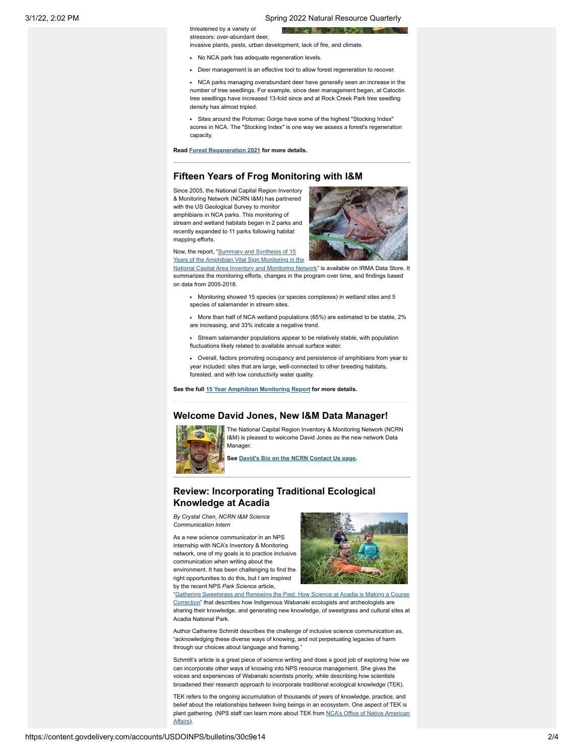threatened by a variety of stressors: over-abundant deer, invasive plants, pests, urban development, lack of fire, and climate.

- No NCA park has adequate regeneration levels.
- Deer management is an effective tool to allow forest regeneration to recover.
- NCA parks managing overabundant deer have generally seen an increase in the number of tree seedlings. For example, since deer management began, at Catoctin tree seedlings have increased 13-fold since and at Rock Creek Park tree seedling density has almost tripled.
- Sites around the Potomac Gorge have some of the highest "Stocking Index" scores in NCA. The "Stocking Index" is one way we assess a forest's regeneration capacity.

**Read Forest Regeneration 2021 for more details.**

## Fifteen Years of Frog Monitoring with I&M

Since 2005, the National Capital Region Inventory & Monitoring Network (NCRN I&M) has partnered with the US Geological Survey to monitor amphibians in NCA parks. This monitoring of stream and wetland habitats began in 2 parks and recently expanded to 11 parks following habitat mapping efforts.

Now, the report, "Summary and Synthesis of 15 Years of the Amphibian Vital Sign Monitoring in the National Capital Area Inventory and Monitoring Network" is available on IRMA Data Store. It summarizes the monitoring efforts, changes in the program over time, and findings based on data from 2005-2018.

- Monitoring showed 15 species (or species complexes) in wetland sites and 5 species of salamander in stream sites.
- More than half of NCA wetland populations (65%) are estimated to be stable, 2% are increasing, and 33% indicate a negative trend.
- Stream salamander populations appear to be relatively stable, with population fluctuations likely related to available annual surface water.
- Overall, factors promoting occupancy and persistence of amphibians from year to year included: sites that are large, well-connected to other breeding habitats, forested, and with low conductivity water quality.

**See the full 15 Year Amphibian Monitoring Report for more details.**

## Welcome David Jones, New I&M Data Manager!

The National Capital Region Inventory & Monitoring Network (NCRN I&M) is pleased to welcome David Jones as the new network Data Manager.

**See David's Bio on the NCRN Contact Us page.**

## Review: Incorporating Traditional Ecological Knowledge at Acadia

*By Crystal Chen, NCRN I&M Science Communication Intern*

As a new science communicator in an NPS internship with NCA's Inventory & Monitoring network, one of my goals is to practice inclusive communication when writing about the environment. It has been challenging to find the right opportunities to do this, but I am inspired by the recent NPS *Park Science* article, "Gathering Sweetgrass and Renewing the Past: How Science at Acadia is Making a Course Correction" that describes how Indigenous Wabanaki ecologists and archeologists are sharing their knowledge, and generating new knowledge, of sweetgrass and cultural sites at Acadia National Park.

Author Catherine Schmitt describes the challenge of inclusive science communication as, "acknowledging these diverse ways of knowing, and not perpetuating legacies of harm through our choices about language and framing."

Schmitt's article is a great piece of science writing and does a good job of exploring how we can incorporate other ways of knowing into NPS resource management. She gives the voices and experiences of Wabanaki scientists priority, while describing how scientists broadened their research approach to incorporate traditional ecological knowledge (TEK).

TEK refers to the ongoing accumulation of thousands of years of knowledge, practice, and belief about the relationships between living beings in an ecosystem. One aspect of TEK is plant gathering. (NPS staff can learn more about TEK from NCA's Office of Native American Affairs).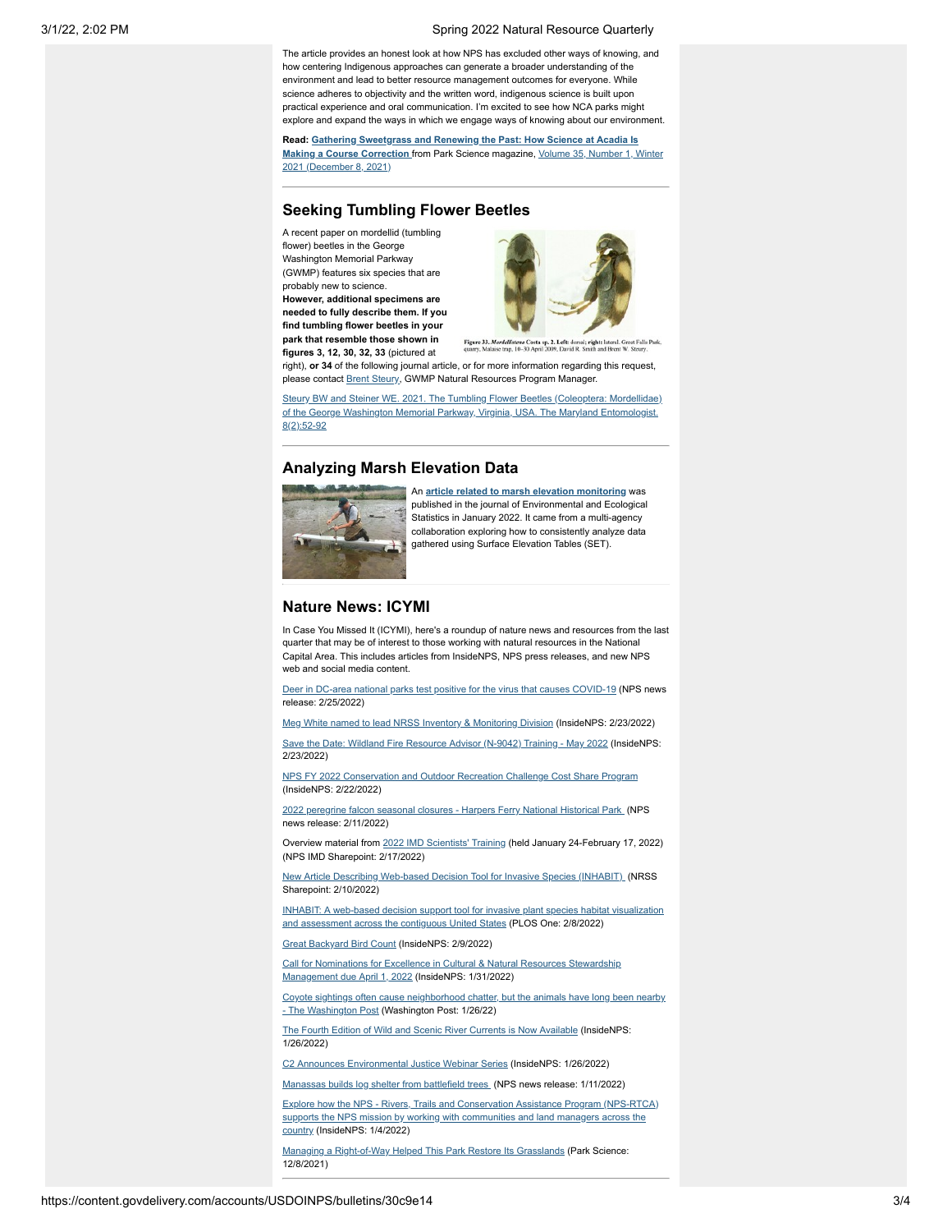The article provides an honest look at how NPS has excluded other ways of knowing, and how centering Indigenous approaches can generate a broader understanding of the environment and lead to better resource management outcomes for everyone. While science adheres to objectivity and the written word, indigenous science is built upon practical experience and oral communication. I'm excited to see how NCA parks might explore and expand the ways in which we engage ways of knowing about our environment.

**Read: Gathering Sweetgrass and Renewing the Past: How Science at Acadia Is Making a Course Correction** from Park Science magazine, Volume 35, Number 1, Winter 2021 (December 8, 2021)

## Seeking Tumbling Flower Beetles

A recent paper on mordellid (tumbling flower) beetles in the George Washington Memorial Parkway (GWMP) features six species that are probably new to science. **However, additional specimens are needed to fully describe them. If you find tumbling flower beetles in your park that resemble those shown in figures 3, 12, 30, 32, 33** (pictured at right), **or 34** of the following journal article, or for more information regarding this request, please contact Brent Steury, GWMP Natural Resources Program Manager.

Figure 33. *Mordellistena* Costa sp. 2. Left: dorsal; right: lateral. Great Falls Park, quarry, Malaise trap, 10–30 April 2009, David R. Smith and Brent W. Steury.

Steury BW and Steiner WE. 2021. The Tumbling Flower Beetles (Coleoptera: Mordellidae) of the George Washington Memorial Parkway, Virginia, USA. The Maryland Entomologist. 8(2):52-92

## Analyzing Marsh Elevation Data

An **article related to marsh elevation monitoring** was published in the journal of Environmental and Ecological Statistics in January 2022. It came from a multi-agency collaboration exploring how to consistently analyze data gathered using Surface Elevation Tables (SET).

## Nature News: ICYMI

In Case You Missed It (ICYMI), here's a roundup of nature news and resources from the last quarter that may be of interest to those working with natural resources in the National Capital Area. This includes articles from InsideNPS, NPS press releases, and new NPS web and social media content.

Deer in DC-area national parks test positive for the virus that causes COVID-19 (NPS news release: 2/25/2022)

Meg White named to lead NRSS Inventory & Monitoring Division (InsideNPS: 2/23/2022)

Save the Date: Wildland Fire Resource Advisor (N-9042) Training - May 2022 (InsideNPS: 2/23/2022)

NPS FY 2022 Conservation and Outdoor Recreation Challenge Cost Share Program (InsideNPS: 2/22/2022)

2022 peregrine falcon seasonal closures - Harpers Ferry National Historical Park (NPS news release: 2/11/2022)

Overview material from 2022 IMD Scientists' Training (held January 24-February 17, 2022) (NPS IMD Sharepoint: 2/17/2022)

New Article Describing Web-based Decision Tool for Invasive Species (INHABIT) (NRSS Sharepoint: 2/10/2022)

INHABIT: A web-based decision support tool for invasive plant species habitat visualization and assessment across the contiguous United States (PLOS One: 2/8/2022)

Great Backyard Bird Count (InsideNPS: 2/9/2022)

Call for Nominations for Excellence in Cultural & Natural Resources Stewardship Management due April 1, 2022 (InsideNPS: 1/31/2022)

Coyote sightings often cause neighborhood chatter, but the animals have long been nearby - The Washington Post (Washington Post: 1/26/22)

The Fourth Edition of Wild and Scenic River Currents is Now Available (InsideNPS: 1/26/2022)

C2 Announces Environmental Justice Webinar Series (InsideNPS: 1/26/2022)

Manassas builds log shelter from battlefield trees (NPS news release: 1/11/2022)

Explore how the NPS - Rivers, Trails and Conservation Assistance Program (NPS-RTCA) supports the NPS mission by working with communities and land managers across the country (InsideNPS: 1/4/2022)

Managing a Right-of-Way Helped This Park Restore Its Grasslands (Park Science: 12/8/2021)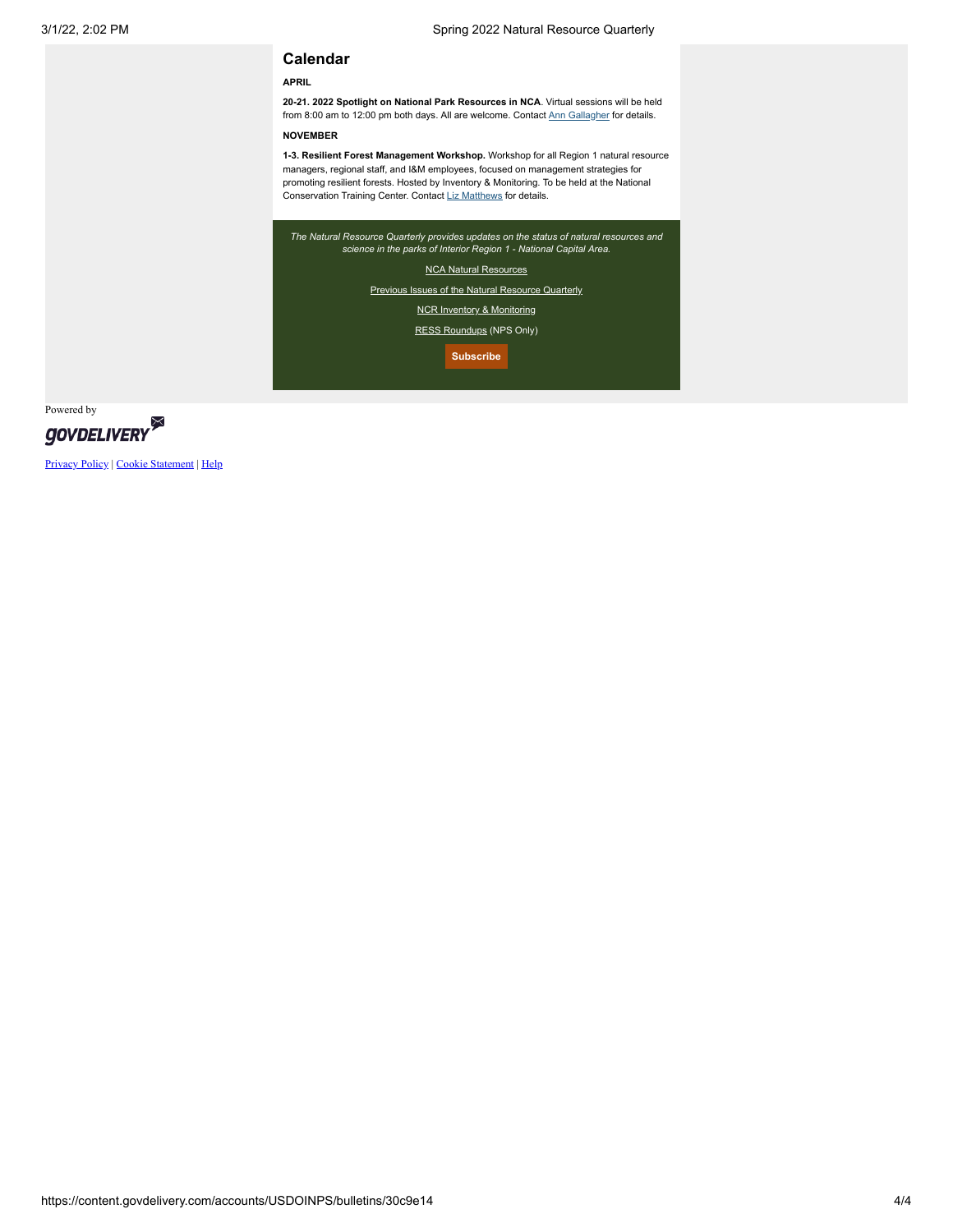## Calendar

**APRIL**

**20-21. 2022 Spotlight on National Park Resources in NCA**. Virtual sessions will be held from 8:00 am to 12:00 pm both days. All are welcome. Contact Ann Gallagher for details.

**NOVEMBER**

**1-3. Resilient Forest Management Workshop.** Workshop for all Region 1 natural resource managers, regional staff, and I&M employees, focused on management strategies for promoting resilient forests. Hosted by Inventory & Monitoring. To be held at the National Conservation Training Center. Contact Liz Matthews for details.

*The Natural Resource Quarterly provides updates on the status of natural resources and science in the parks of Interior Region 1 - National Capital Area.*

NCA Natural Resources

Previous Issues of the Natural Resource Quarterly

NCR Inventory & Monitoring

RESS Roundups (NPS Only)

Subscribe

Powered by

GOVDELIVERY

Privacy Policy | Cookie Statement | Help